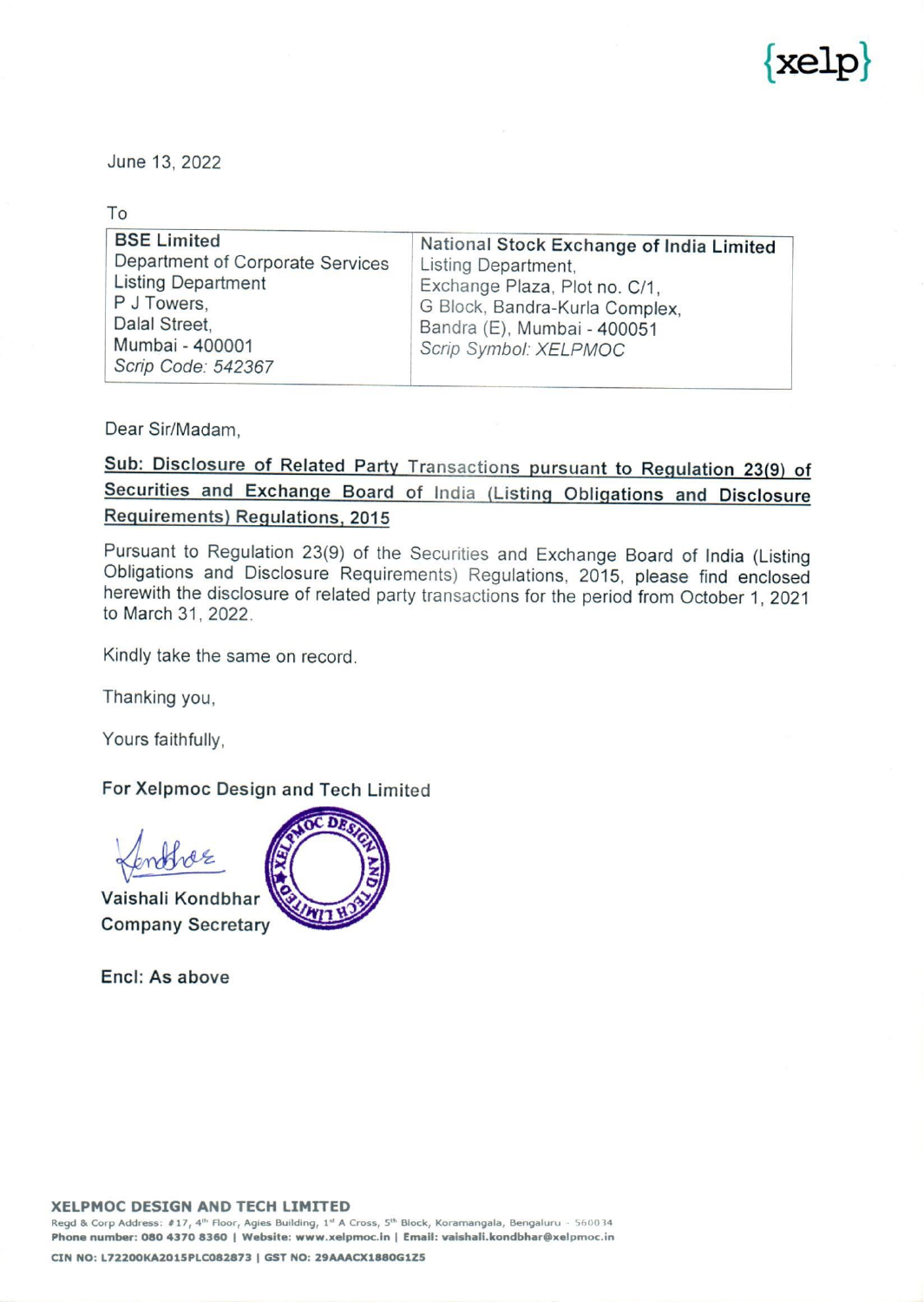{xelp}

June 13, 2022

To

| BSE Limited | National Stock Exchange of India Limited |
|---|---|
| Department of Corporate Services<br>Listing Department<br>P J Towers,<br>Dalal Street,<br>Mumbai - 400001<br>*Scrip Code: 542367* | Listing Department,<br>Exchange Plaza, Plot no. C/1,<br>G Block, Bandra-Kurla Complex,<br>Bandra (E), Mumbai - 400051<br>*Scrip Symbol: XELPMOC* |

Dear Sir/Madam,

**Sub: Disclosure of Related Party Transactions pursuant to Regulation 23(9) of Securities and Exchange Board of India (Listing Obligations and Disclosure Requirements) Regulations, 2015**

Pursuant to Regulation 23(9) of the Securities and Exchange Board of India (Listing Obligations and Disclosure Requirements) Regulations, 2015, please find enclosed herewith the disclosure of related party transactions for the period from October 1, 2021 to March 31, 2022.

Kindly take the same on record.

Thanking you,

Yours faithfully,

**For Xelpmoc Design and Tech Limited**

**Vaishali Kondbhar**
**Company Secretary**

**Encl: As above**

**XELPMOC DESIGN AND TECH LIMITED**
Regd & Corp Address: #17, 4th Floor, Agies Building, 1st A Cross, 5th Block, Koramangala, Bengaluru - 560034
**Phone number: 080 4370 8360 | Website: www.xelpmoc.in | Email: vaishali.kondbhar@xelpmoc.in**
**CIN NO: L72200KA2015PLC082873 | GST NO: 29AAACX1880G1Z5**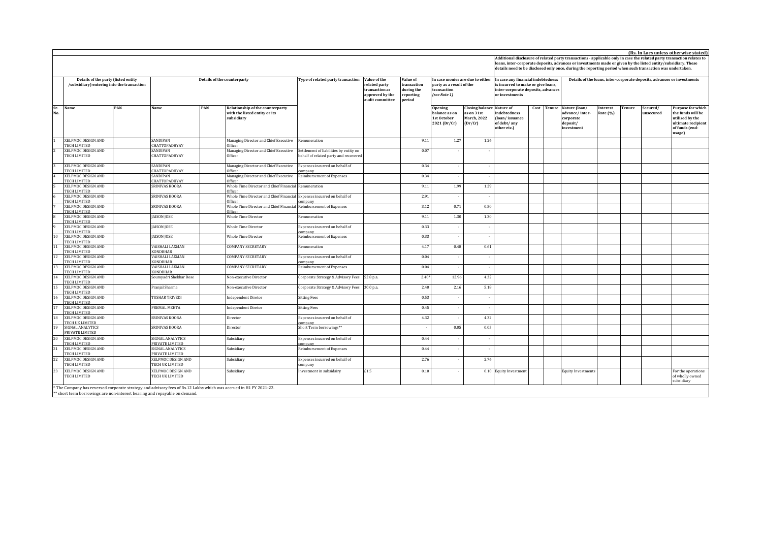(Rs. In Lacs unless otherwise stated)

| | Details of the party (listed entity /subsidiary) entering into the transaction | | Details of the counterparty | | | Type of related party transaction | Value of the related party transaction as approved by the audit committee | Value of transaction during the reporting period | In case monies are due to either party as a result of the transaction (see Note 1) | | Additional disclosure of related party transactions - applicable only in case the related party transaction relates to loans, inter-corporate deposits, advances or investments made or given by the listed entity/subsidiary. These details need to be disclosed only once, during the reporting period when such transaction was undertaken. In case any financial indebtedness is incurred to make or give loans, inter-corporate deposits, advances or investments | | | Details of the loans, inter-corporate deposits, advances or investments | | | | |
|---|---|---|---|---|---|---|---|---|---|---|---|---|---|---|---|---|---|---|
| Sr. No. | Name | PAN | Name | PAN | Relationship of the counterparty with the listed entity or its subsidiary | | | | Opening balance as on 1st October 2021 (Dr/Cr) | Closing balance as on 31st March, 2022 (Dr/Cr) | Nature of indebtedness (loan/ issuance of debt/ any other etc.) | Cost | Tenure | Nature (loan/ advance/ inter-corporate deposit/ investment | Interest Rate (%) | Tenure | Secured/ unsecured | Purpose for which the funds will be utilised by the ultimate recipient of funds (end-usage) |
| 1 | XELPMOC DESIGN AND TECH LIMITED | | SANDIPAN CHATTOPADHYAY | | Managing Director and Chief Executive Officer | Remuneration | | 9.11 | 1.27 | 1.26 | | | | | | | | |
| 2 | XELPMOC DESIGN AND TECH LIMITED | | SANDIPAN CHATTOPADHYAY | | Managing Director and Chief Executive Officer | Settlement of liabilities by entity on behalf of related party and recovered | | 0.07 | - | - | | | | | | | | |
| 3 | XELPMOC DESIGN AND TECH LIMITED | | SANDIPAN CHATTOPADHYAY | | Managing Director and Chief Executive Officer | Expenses incurred on behalf of company | | 0.34 | - | - | | | | | | | | |
| 4 | XELPMOC DESIGN AND TECH LIMITED | | SANDIPAN CHATTOPADHYAY | | Managing Director and Chief Executive Officer | Reimbursement of Expenses | | 0.34 | - | - | | | | | | | | |
| 5 | XELPMOC DESIGN AND TECH LIMITED | | SRINIVAS KOORA | | Whole Time Director and Chief Financial Officer | Remuneration | | 9.11 | 1.99 | 1.29 | | | | | | | | |
| 6 | XELPMOC DESIGN AND TECH LIMITED | | SRINIVAS KOORA | | Whole Time Director and Chief Financial Officer | Expenses incurred on behalf of company | | 2.91 | - | - | | | | | | | | |
| 7 | XELPMOC DESIGN AND TECH LIMITED | | SRINIVAS KOORA | | Whole Time Director and Chief Financial Officer | Reimbursement of Expenses | | 3.12 | 0.71 | 0.50 | | | | | | | | |
| 8 | XELPMOC DESIGN AND TECH LIMITED | | JAISON JOSE | | Whole Time Director | Remuneration | | 9.11 | 1.30 | 1.30 | | | | | | | | |
| 9 | XELPMOC DESIGN AND TECH LIMITED | | JAISON JOSE | | Whole Time Director | Expenses incurred on behalf of company | | 0.33 | - | - | | | | | | | | |
| 10 | XELPMOC DESIGN AND TECH LIMITED | | JAISON JOSE | | Whole Time Director | Reimbursement of Expenses | | 0.33 | - | - | | | | | | | | |
| 11 | XELPMOC DESIGN AND TECH LIMITED | | VAISHALI LAXMAN KONDBHAR | | COMPANY SECRETARY | Remuneration | | 4.17 | 0.48 | 0.61 | | | | | | | | |
| 12 | XELPMOC DESIGN AND TECH LIMITED | | VAISHALI LAXMAN KONDBHAR | | COMPANY SECRETARY | Expenses incurred on behalf of company | | 0.04 | - | - | | | | | | | | |
| 13 | XELPMOC DESIGN AND TECH LIMITED | | VAISHALI LAXMAN KONDBHAR | | COMPANY SECRETARY | Reimbursement of Expenses | | 0.04 | - | - | | | | | | | | |
| 14 | XELPMOC DESIGN AND TECH LIMITED | | Soumyadri Shekhar Bose | | Non-executive Director | Corporate Strategy & Advisory Fees | 52.8 p.a. | 2.40* | 12.96 | 4.32 | | | | | | | | |
| 15 | XELPMOC DESIGN AND TECH LIMITED | | Pranjal Sharma | | Non-executive Director | Corporate Strategy & Advisory Fees | 30.0 p.a. | 2.40 | 2.16 | 5.18 | | | | | | | | |
| 16 | XELPMOC DESIGN AND TECH LIMITED | | TUSHAR TRIVEDI | | Independent Diretor | Sitting Fees | | 0.53 | - | - | | | | | | | | |
| 17 | XELPMOC DESIGN AND TECH LIMITED | | PREMAL MEHTA | | Independent Diretor | Sitting Fees | | 0.45 | - | - | | | | | | | | |
| 18 | XELPMOC DESIGN AND TECH UK LIMITED | | SRINIVAS KOORA | | Director | Expenses incurred on behalf of company | | 4.32 | - | 4.32 | | | | | | | | |
| 19 | SIGNAL ANALYTICS PRIVATE LIMITED | | SRINIVAS KOORA | | Director | Short Term borrowings** | | - | 0.05 | 0.05 | | | | | | | | |
| 20 | XELPMOC DESIGN AND TECH LIMITED | | SIGNAL ANALYTICS PRIVATE LIMITED | | Subsidiary | Expenses incurred on behalf of company | | 0.44 | - | - | | | | | | | | |
| 21 | XELPMOC DESIGN AND TECH LIMITED | | SIGNAL ANALYTICS PRIVATE LIMITED | | Subsidiary | Reimbursement of Expenses | | 0.44 | - | - | | | | | | | | |
| 22 | XELPMOC DESIGN AND TECH LIMITED | | XELPMOC DESIGN AND TECH UK LIMITED | | Subsidiary | Expenses incurred on behalf of company | | 2.76 | - | 2.76 | | | | | | | | |
| 23 | XELPMOC DESIGN AND TECH LIMITED | | XELPMOC DESIGN AND TECH UK LIMITED | | Subsidiary | Investment in subsidairy | £1.5 | 0.10 | - | 0.10 | Equity Investment | | | Equity Investments | | | | For the operations of wholly owned subsidiary |

* The Company has reversed corporate strategy and advisory fees of Rs.12 Lakhs which was accrued in H1 FY 2021-22.
** short term borrowings are non-interest bearing and repayable on demand.